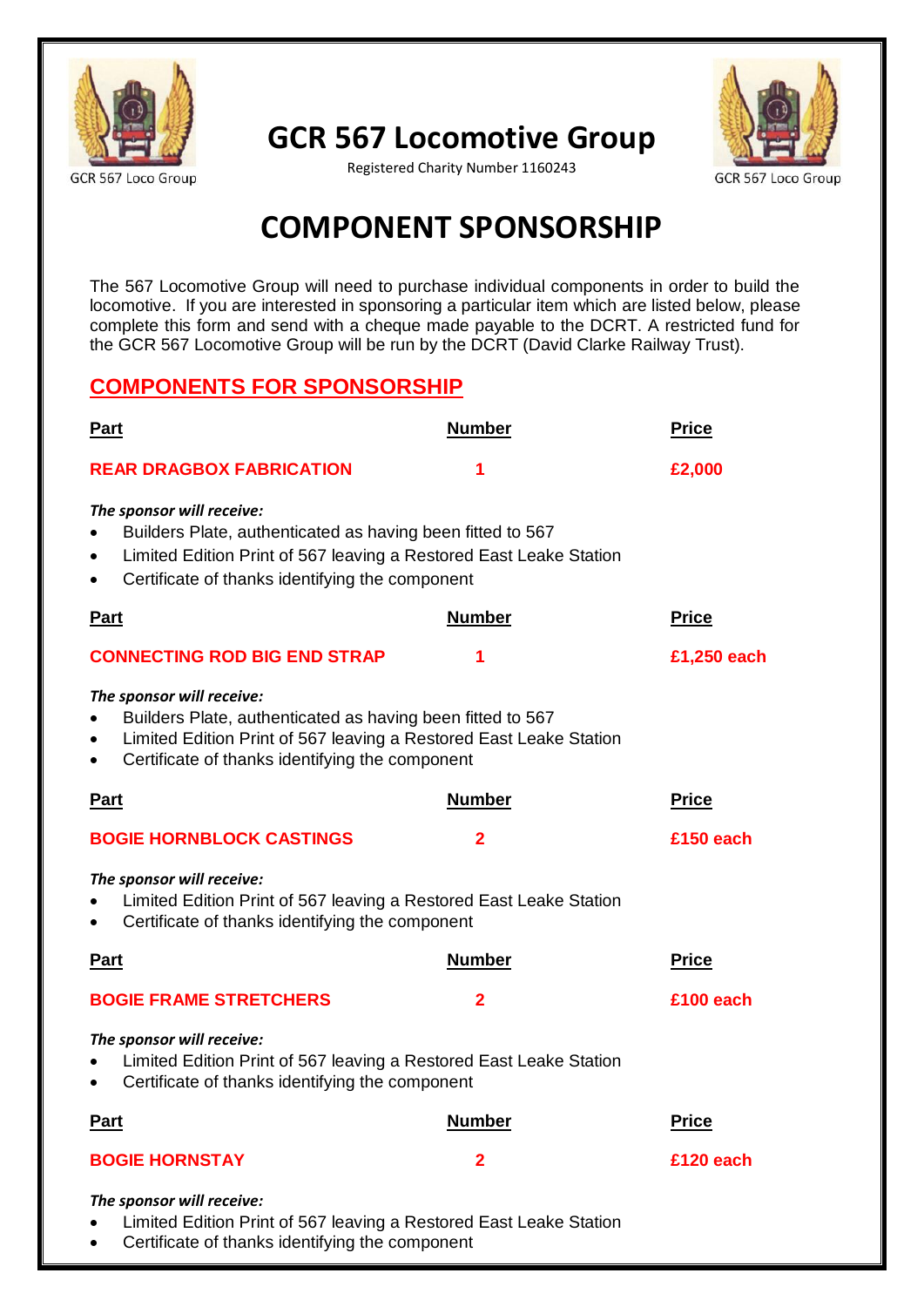GCR 567 Loco Group

# GCR 567 Locomotive Group

Registered Charity Number 1160243

GCR 567 Loco Group

# COMPONENT SPONSORSHIP

The 567 Locomotive Group will need to purchase individual components in order to build the locomotive. If you are interested in sponsoring a particular item which are listed below, please complete this form and send with a cheque made payable to the DCRT. A restricted fund for the GCR 567 Locomotive Group will be run by the DCRT (David Clarke Railway Trust).

## COMPONENTS FOR SPONSORSHIP

| Part | Number | Price |
|---|---|---|
| **REAR DRAGBOX FABRICATION** | **1** | **£2,000** |

***The sponsor will receive:***

- Builders Plate, authenticated as having been fitted to 567
- Limited Edition Print of 567 leaving a Restored East Leake Station
- Certificate of thanks identifying the component

| Part | Number | Price |
|---|---|---|
| **CONNECTING ROD BIG END STRAP** | **1** | **£1,250 each** |

***The sponsor will receive:***

- Builders Plate, authenticated as having been fitted to 567
- Limited Edition Print of 567 leaving a Restored East Leake Station
- Certificate of thanks identifying the component

| Part | Number | Price |
|---|---|---|
| **BOGIE HORNBLOCK CASTINGS** | **2** | **£150 each** |

***The sponsor will receive:***

- Limited Edition Print of 567 leaving a Restored East Leake Station
- Certificate of thanks identifying the component

| Part | Number | Price |
|---|---|---|
| **BOGIE FRAME STRETCHERS** | **2** | **£100 each** |

***The sponsor will receive:***

- Limited Edition Print of 567 leaving a Restored East Leake Station
- Certificate of thanks identifying the component

| Part | Number | Price |
|---|---|---|
| **BOGIE HORNSTAY** | **2** | **£120 each** |

***The sponsor will receive:***

- Limited Edition Print of 567 leaving a Restored East Leake Station
- Certificate of thanks identifying the component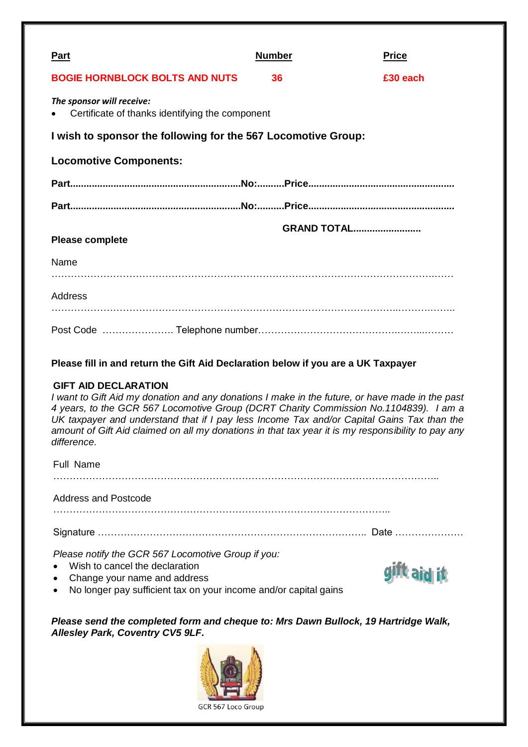| Part | Number | Price |
|---|---|---|
| **BOGIE HORNBLOCK BOLTS AND NUTS** | **36** | **£30 each** |

***The sponsor will receive:***

- Certificate of thanks identifying the component

### I wish to sponsor the following for the 567 Locomotive Group:

### Locomotive Components:

**Part..............................................................No:..........Price.....................................................**

**Part..............................................................No:..........Price.....................................................**

**GRAND TOTAL.........................**

**Please complete**

Name

……………………………………………………………………………………………………………………

Address

……………………………………………………………………………………………………………………

Post Code …………………. Telephone number……………………………………………………

**Please fill in and return the Gift Aid Declaration below if you are a UK Taxpayer**

**GIFT AID DECLARATION**

*I want to Gift Aid my donation and any donations I make in the future, or have made in the past 4 years, to the GCR 567 Locomotive Group (DCRT Charity Commission No.1104839). I am a UK taxpayer and understand that if I pay less Income Tax and/or Capital Gains Tax than the amount of Gift Aid claimed on all my donations in that tax year it is my responsibility to pay any difference.*

Full Name

……………………………………………………………………………………………………………

Address and Postcode

……………………………………………………………………………………………

Signature ……………………………………………………………………….. Date …………………

*Please notify the GCR 567 Locomotive Group if you:*

- Wish to cancel the declaration
- Change your name and address
- No longer pay sufficient tax on your income and/or capital gains

gift aid it

***Please send the completed form and cheque to: Mrs Dawn Bullock, 19 Hartridge Walk, Allesley Park, Coventry CV5 9LF.***

GCR 567 Loco Group